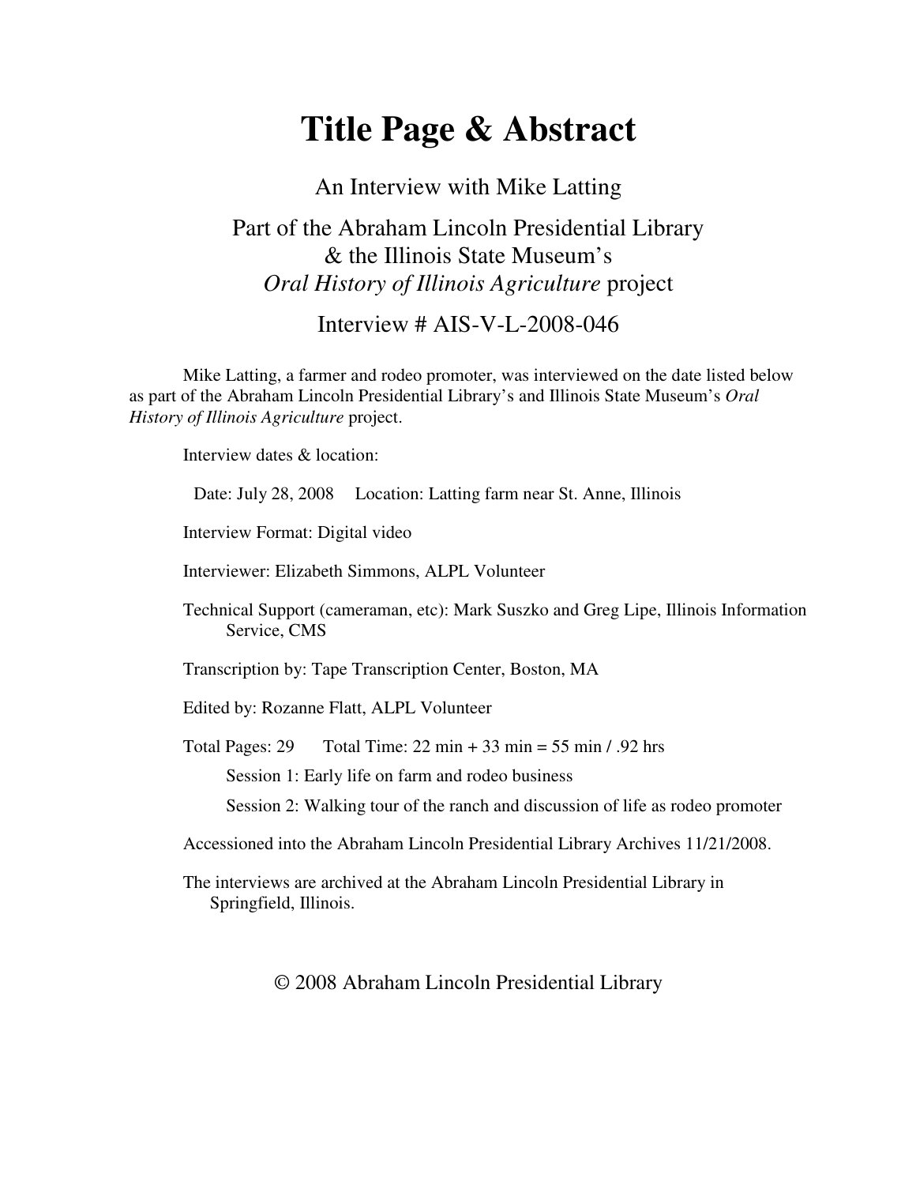# Title Page & Abstract

An Interview with Mike Latting

Part of the Abraham Lincoln Presidential Library
& the Illinois State Museum's
*Oral History of Illinois Agriculture* project

Interview # AIS-V-L-2008-046

Mike Latting, a farmer and rodeo promoter, was interviewed on the date listed below as part of the Abraham Lincoln Presidential Library's and Illinois State Museum's *Oral History of Illinois Agriculture* project.

Interview dates & location:

Date: July 28, 2008 Location: Latting farm near St. Anne, Illinois

Interview Format: Digital video

Interviewer: Elizabeth Simmons, ALPL Volunteer

Technical Support (cameraman, etc): Mark Suszko and Greg Lipe, Illinois Information Service, CMS

Transcription by: Tape Transcription Center, Boston, MA

Edited by: Rozanne Flatt, ALPL Volunteer

Total Pages: 29 Total Time: 22 min + 33 min = 55 min / .92 hrs

Session 1: Early life on farm and rodeo business

Session 2: Walking tour of the ranch and discussion of life as rodeo promoter

Accessioned into the Abraham Lincoln Presidential Library Archives 11/21/2008.

The interviews are archived at the Abraham Lincoln Presidential Library in Springfield, Illinois.

© 2008 Abraham Lincoln Presidential Library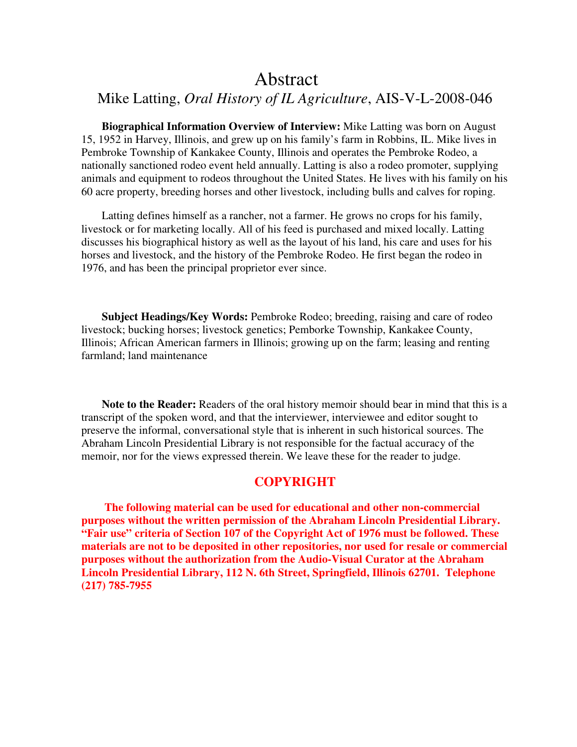# Abstract

## Mike Latting, *Oral History of IL Agriculture*, AIS-V-L-2008-046

**Biographical Information Overview of Interview:** Mike Latting was born on August 15, 1952 in Harvey, Illinois, and grew up on his family's farm in Robbins, IL. Mike lives in Pembroke Township of Kankakee County, Illinois and operates the Pembroke Rodeo, a nationally sanctioned rodeo event held annually. Latting is also a rodeo promoter, supplying animals and equipment to rodeos throughout the United States. He lives with his family on his 60 acre property, breeding horses and other livestock, including bulls and calves for roping.

Latting defines himself as a rancher, not a farmer. He grows no crops for his family, livestock or for marketing locally. All of his feed is purchased and mixed locally. Latting discusses his biographical history as well as the layout of his land, his care and uses for his horses and livestock, and the history of the Pembroke Rodeo. He first began the rodeo in 1976, and has been the principal proprietor ever since.

**Subject Headings/Key Words:** Pembroke Rodeo; breeding, raising and care of rodeo livestock; bucking horses; livestock genetics; Pemborke Township, Kankakee County, Illinois; African American farmers in Illinois; growing up on the farm; leasing and renting farmland; land maintenance

**Note to the Reader:** Readers of the oral history memoir should bear in mind that this is a transcript of the spoken word, and that the interviewer, interviewee and editor sought to preserve the informal, conversational style that is inherent in such historical sources. The Abraham Lincoln Presidential Library is not responsible for the factual accuracy of the memoir, nor for the views expressed therein. We leave these for the reader to judge.

## COPYRIGHT

**The following material can be used for educational and other non-commercial purposes without the written permission of the Abraham Lincoln Presidential Library. "Fair use" criteria of Section 107 of the Copyright Act of 1976 must be followed. These materials are not to be deposited in other repositories, nor used for resale or commercial purposes without the authorization from the Audio-Visual Curator at the Abraham Lincoln Presidential Library, 112 N. 6th Street, Springfield, Illinois 62701. Telephone (217) 785-7955**